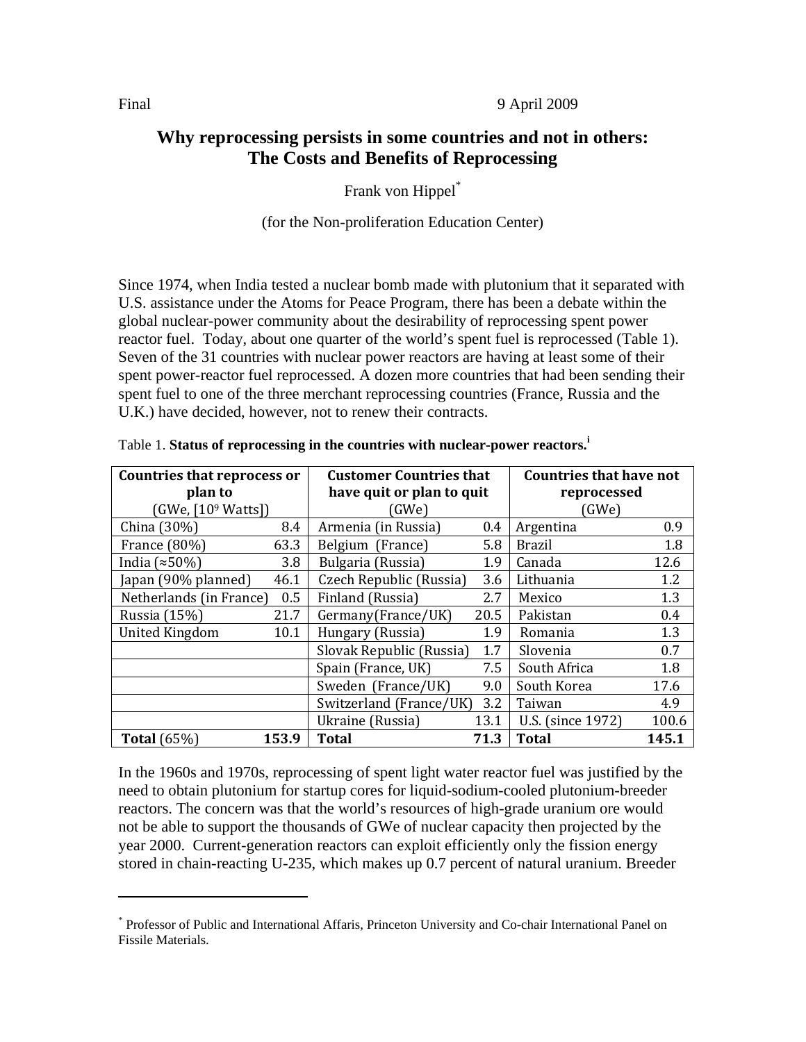Final 9 April 2009

# Why reprocessing persists in some countries and not in others: The Costs and Benefits of Reprocessing

Frank von Hippel*

(for the Non-proliferation Education Center)

Since 1974, when India tested a nuclear bomb made with plutonium that it separated with U.S. assistance under the Atoms for Peace Program, there has been a debate within the global nuclear-power community about the desirability of reprocessing spent power reactor fuel. Today, about one quarter of the world's spent fuel is reprocessed (Table 1). Seven of the 31 countries with nuclear power reactors are having at least some of their spent power-reactor fuel reprocessed. A dozen more countries that had been sending their spent fuel to one of the three merchant reprocessing countries (France, Russia and the U.K.) have decided, however, not to renew their contracts.

Table 1. **Status of reprocessing in the countries with nuclear-power reactors.**[i]

| **Countries that reprocess or plan to** (GWe, [$10^9$ Watts]) | | **Customer Countries that have quit or plan to quit** (GWe) | | **Countries that have not reprocessed** (GWe) | |
|---|---|---|---|---|---|
| China (30%) | 8.4 | Armenia (in Russia) | 0.4 | Argentina | 0.9 |
| France (80%) | 63.3 | Belgium (France) | 5.8 | Brazil | 1.8 |
| India (≈50%) | 3.8 | Bulgaria (Russia) | 1.9 | Canada | 12.6 |
| Japan (90% planned) | 46.1 | Czech Republic (Russia) | 3.6 | Lithuania | 1.2 |
| Netherlands (in France) | 0.5 | Finland (Russia) | 2.7 | Mexico | 1.3 |
| Russia (15%) | 21.7 | Germany(France/UK) | 20.5 | Pakistan | 0.4 |
| United Kingdom | 10.1 | Hungary (Russia) | 1.9 | Romania | 1.3 |
| | | Slovak Republic (Russia) | 1.7 | Slovenia | 0.7 |
| | | Spain (France, UK) | 7.5 | South Africa | 1.8 |
| | | Sweden (France/UK) | 9.0 | South Korea | 17.6 |
| | | Switzerland (France/UK) | 3.2 | Taiwan | 4.9 |
| | | Ukraine (Russia) | 13.1 | U.S. (since 1972) | 100.6 |
| **Total** (65%) | **153.9** | **Total** | **71.3** | **Total** | **145.1** |

In the 1960s and 1970s, reprocessing of spent light water reactor fuel was justified by the need to obtain plutonium for startup cores for liquid-sodium-cooled plutonium-breeder reactors. The concern was that the world's resources of high-grade uranium ore would not be able to support the thousands of GWe of nuclear capacity then projected by the year 2000. Current-generation reactors can exploit efficiently only the fission energy stored in chain-reacting U-235, which makes up 0.7 percent of natural uranium. Breeder

---

* Professor of Public and International Affaris, Princeton University and Co-chair International Panel on Fissile Materials.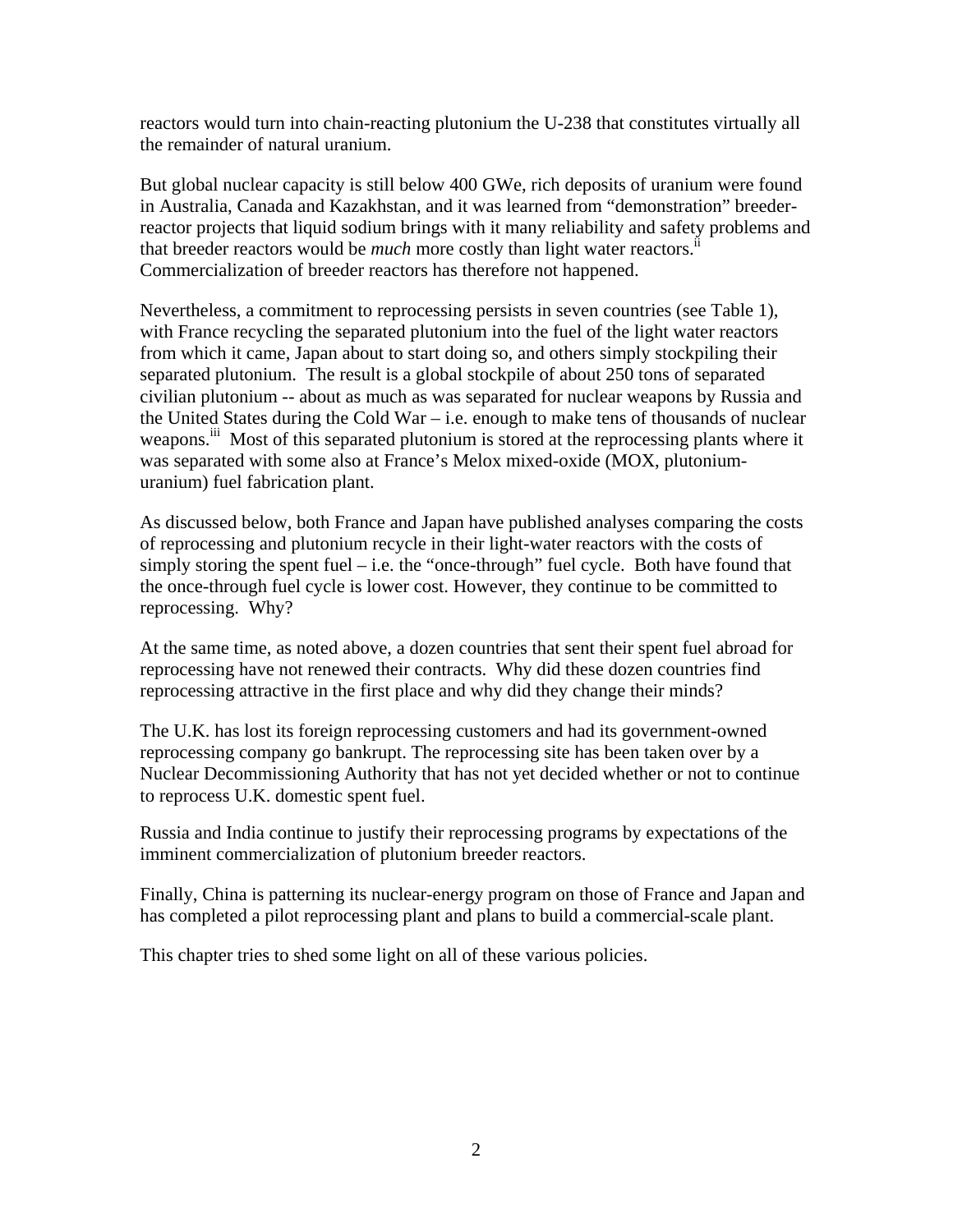reactors would turn into chain-reacting plutonium the U-238 that constitutes virtually all the remainder of natural uranium.

But global nuclear capacity is still below 400 GWe, rich deposits of uranium were found in Australia, Canada and Kazakhstan, and it was learned from "demonstration" breeder-reactor projects that liquid sodium brings with it many reliability and safety problems and that breeder reactors would be *much* more costly than light water reactors.[ii] Commercialization of breeder reactors has therefore not happened.

Nevertheless, a commitment to reprocessing persists in seven countries (see Table 1), with France recycling the separated plutonium into the fuel of the light water reactors from which it came, Japan about to start doing so, and others simply stockpiling their separated plutonium. The result is a global stockpile of about 250 tons of separated civilian plutonium -- about as much as was separated for nuclear weapons by Russia and the United States during the Cold War – i.e. enough to make tens of thousands of nuclear weapons.[iii] Most of this separated plutonium is stored at the reprocessing plants where it was separated with some also at France's Melox mixed-oxide (MOX, plutonium-uranium) fuel fabrication plant.

As discussed below, both France and Japan have published analyses comparing the costs of reprocessing and plutonium recycle in their light-water reactors with the costs of simply storing the spent fuel – i.e. the "once-through" fuel cycle. Both have found that the once-through fuel cycle is lower cost. However, they continue to be committed to reprocessing. Why?

At the same time, as noted above, a dozen countries that sent their spent fuel abroad for reprocessing have not renewed their contracts. Why did these dozen countries find reprocessing attractive in the first place and why did they change their minds?

The U.K. has lost its foreign reprocessing customers and had its government-owned reprocessing company go bankrupt. The reprocessing site has been taken over by a Nuclear Decommissioning Authority that has not yet decided whether or not to continue to reprocess U.K. domestic spent fuel.

Russia and India continue to justify their reprocessing programs by expectations of the imminent commercialization of plutonium breeder reactors.

Finally, China is patterning its nuclear-energy program on those of France and Japan and has completed a pilot reprocessing plant and plans to build a commercial-scale plant.

This chapter tries to shed some light on all of these various policies.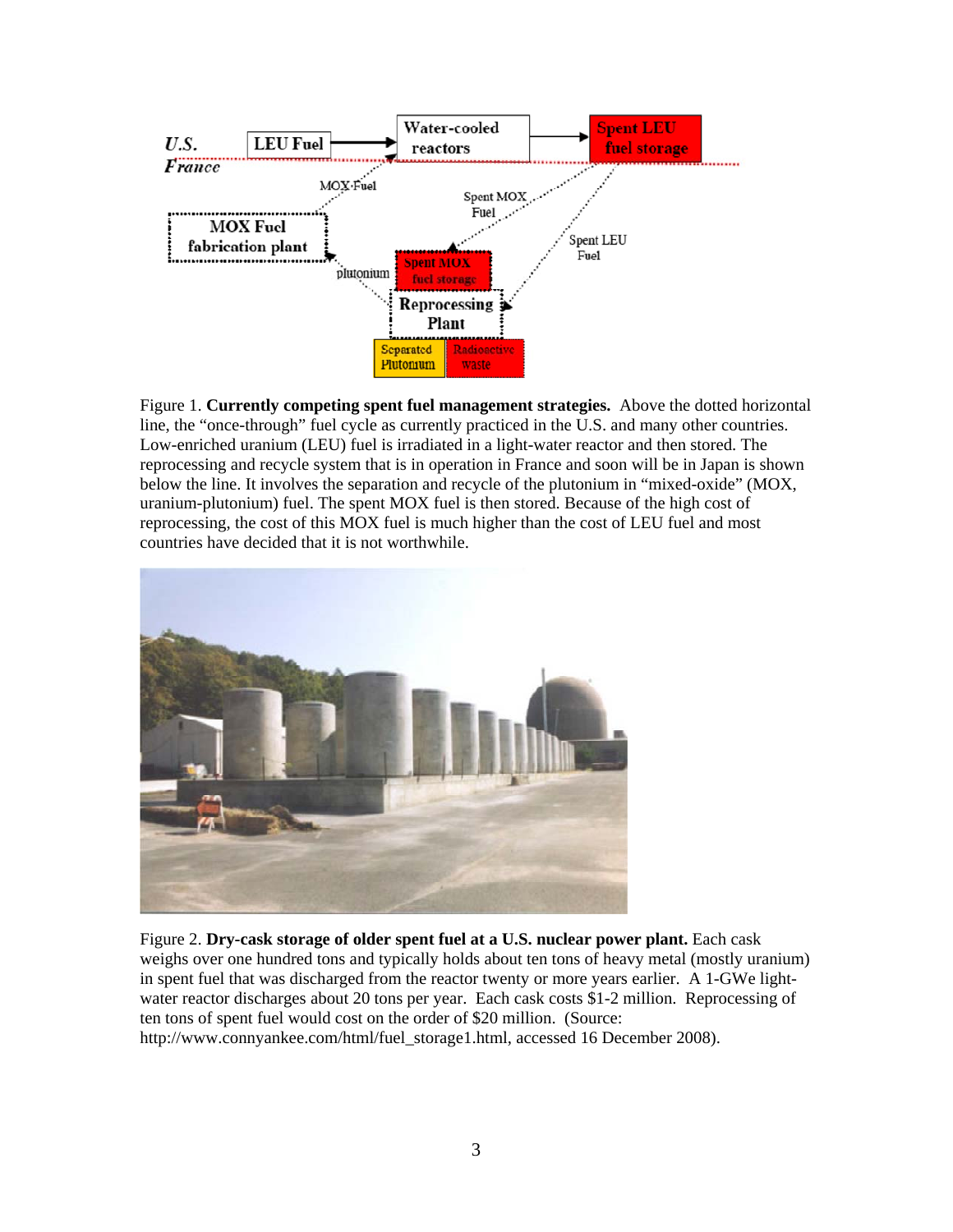Figure 1. **Currently competing spent fuel management strategies.** Above the dotted horizontal line, the "once-through" fuel cycle as currently practiced in the U.S. and many other countries. Low-enriched uranium (LEU) fuel is irradiated in a light-water reactor and then stored. The reprocessing and recycle system that is in operation in France and soon will be in Japan is shown below the line. It involves the separation and recycle of the plutonium in "mixed-oxide" (MOX, uranium-plutonium) fuel. The spent MOX fuel is then stored. Because of the high cost of reprocessing, the cost of this MOX fuel is much higher than the cost of LEU fuel and most countries have decided that it is not worthwhile.

Figure 2. **Dry-cask storage of older spent fuel at a U.S. nuclear power plant.** Each cask weighs over one hundred tons and typically holds about ten tons of heavy metal (mostly uranium) in spent fuel that was discharged from the reactor twenty or more years earlier. A 1-GWe light-water reactor discharges about 20 tons per year. Each cask costs $1-2 million. Reprocessing of ten tons of spent fuel would cost on the order of $20 million. (Source: http://www.connyankee.com/html/fuel_storage1.html, accessed 16 December 2008).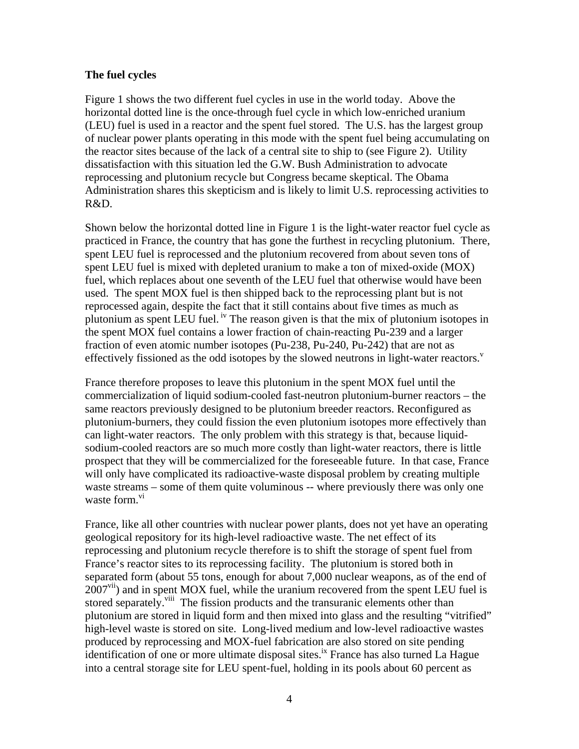**The fuel cycles**

Figure 1 shows the two different fuel cycles in use in the world today. Above the horizontal dotted line is the once-through fuel cycle in which low-enriched uranium (LEU) fuel is used in a reactor and the spent fuel stored. The U.S. has the largest group of nuclear power plants operating in this mode with the spent fuel being accumulating on the reactor sites because of the lack of a central site to ship to (see Figure 2). Utility dissatisfaction with this situation led the G.W. Bush Administration to advocate reprocessing and plutonium recycle but Congress became skeptical. The Obama Administration shares this skepticism and is likely to limit U.S. reprocessing activities to R&D.

Shown below the horizontal dotted line in Figure 1 is the light-water reactor fuel cycle as practiced in France, the country that has gone the furthest in recycling plutonium. There, spent LEU fuel is reprocessed and the plutonium recovered from about seven tons of spent LEU fuel is mixed with depleted uranium to make a ton of mixed-oxide (MOX) fuel, which replaces about one seventh of the LEU fuel that otherwise would have been used. The spent MOX fuel is then shipped back to the reprocessing plant but is not reprocessed again, despite the fact that it still contains about five times as much as plutonium as spent LEU fuel.[iv] The reason given is that the mix of plutonium isotopes in the spent MOX fuel contains a lower fraction of chain-reacting Pu-239 and a larger fraction of even atomic number isotopes (Pu-238, Pu-240, Pu-242) that are not as effectively fissioned as the odd isotopes by the slowed neutrons in light-water reactors.[v]

France therefore proposes to leave this plutonium in the spent MOX fuel until the commercialization of liquid sodium-cooled fast-neutron plutonium-burner reactors – the same reactors previously designed to be plutonium breeder reactors. Reconfigured as plutonium-burners, they could fission the even plutonium isotopes more effectively than can light-water reactors. The only problem with this strategy is that, because liquid-sodium-cooled reactors are so much more costly than light-water reactors, there is little prospect that they will be commercialized for the foreseeable future. In that case, France will only have complicated its radioactive-waste disposal problem by creating multiple waste streams – some of them quite voluminous -- where previously there was only one waste form.[vi]

France, like all other countries with nuclear power plants, does not yet have an operating geological repository for its high-level radioactive waste. The net effect of its reprocessing and plutonium recycle therefore is to shift the storage of spent fuel from France's reactor sites to its reprocessing facility. The plutonium is stored both in separated form (about 55 tons, enough for about 7,000 nuclear weapons, as of the end of 2007[vii]) and in spent MOX fuel, while the uranium recovered from the spent LEU fuel is stored separately.[viii] The fission products and the transuranic elements other than plutonium are stored in liquid form and then mixed into glass and the resulting "vitrified" high-level waste is stored on site. Long-lived medium and low-level radioactive wastes produced by reprocessing and MOX-fuel fabrication are also stored on site pending identification of one or more ultimate disposal sites.[ix] France has also turned La Hague into a central storage site for LEU spent-fuel, holding in its pools about 60 percent as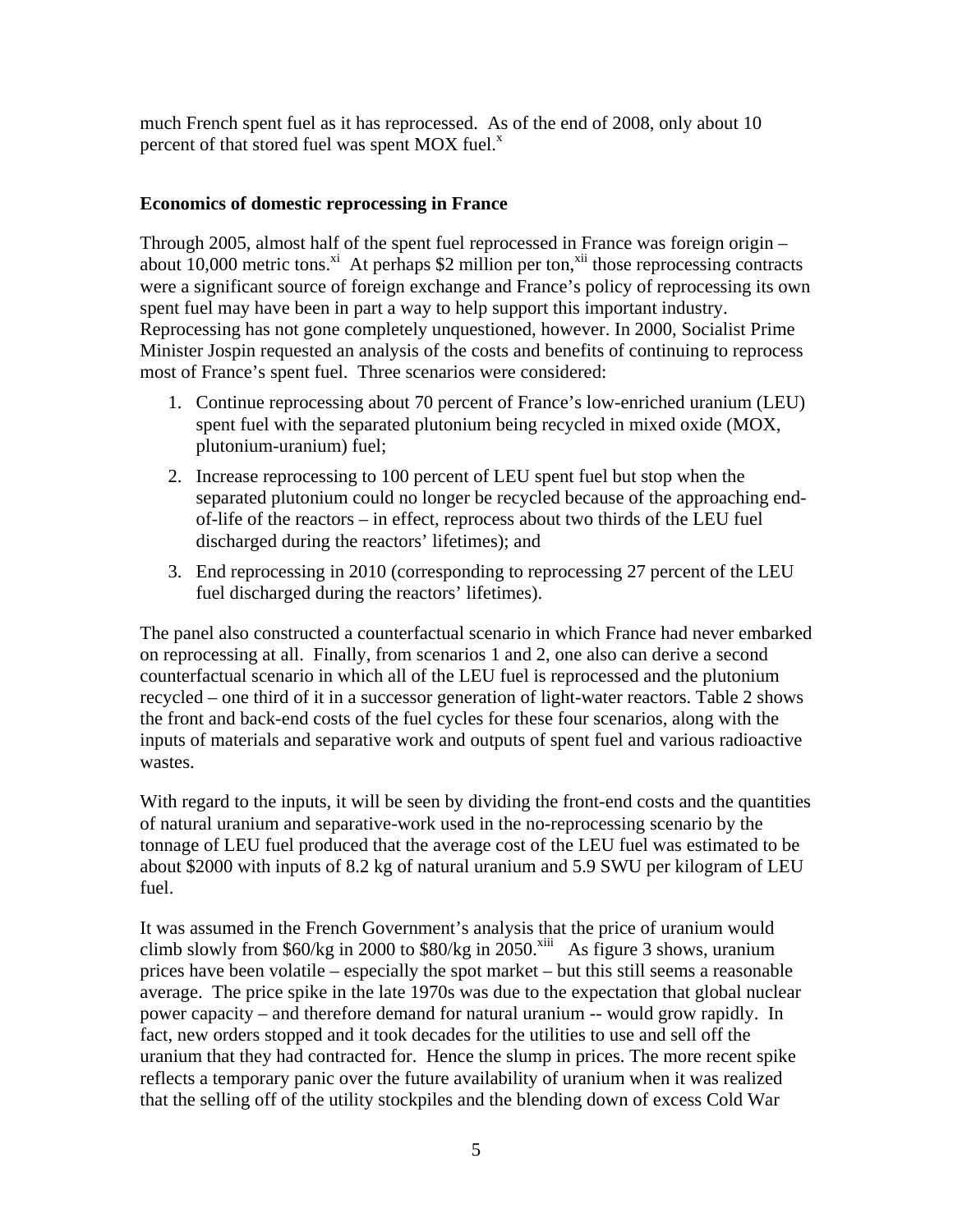much French spent fuel as it has reprocessed. As of the end of 2008, only about 10 percent of that stored fuel was spent MOX fuel.[x]

**Economics of domestic reprocessing in France**

Through 2005, almost half of the spent fuel reprocessed in France was foreign origin – about 10,000 metric tons.[xi] At perhaps $2 million per ton,[xii] those reprocessing contracts were a significant source of foreign exchange and France's policy of reprocessing its own spent fuel may have been in part a way to help support this important industry. Reprocessing has not gone completely unquestioned, however. In 2000, Socialist Prime Minister Jospin requested an analysis of the costs and benefits of continuing to reprocess most of France's spent fuel. Three scenarios were considered:

1. Continue reprocessing about 70 percent of France's low-enriched uranium (LEU) spent fuel with the separated plutonium being recycled in mixed oxide (MOX, plutonium-uranium) fuel;
2. Increase reprocessing to 100 percent of LEU spent fuel but stop when the separated plutonium could no longer be recycled because of the approaching end-of-life of the reactors – in effect, reprocess about two thirds of the LEU fuel discharged during the reactors' lifetimes); and
3. End reprocessing in 2010 (corresponding to reprocessing 27 percent of the LEU fuel discharged during the reactors' lifetimes).

The panel also constructed a counterfactual scenario in which France had never embarked on reprocessing at all. Finally, from scenarios 1 and 2, one also can derive a second counterfactual scenario in which all of the LEU fuel is reprocessed and the plutonium recycled – one third of it in a successor generation of light-water reactors. Table 2 shows the front and back-end costs of the fuel cycles for these four scenarios, along with the inputs of materials and separative work and outputs of spent fuel and various radioactive wastes.

With regard to the inputs, it will be seen by dividing the front-end costs and the quantities of natural uranium and separative-work used in the no-reprocessing scenario by the tonnage of LEU fuel produced that the average cost of the LEU fuel was estimated to be about $2000 with inputs of 8.2 kg of natural uranium and 5.9 SWU per kilogram of LEU fuel.

It was assumed in the French Government's analysis that the price of uranium would climb slowly from $60/kg in 2000 to $80/kg in 2050.[xiii] As figure 3 shows, uranium prices have been volatile – especially the spot market – but this still seems a reasonable average. The price spike in the late 1970s was due to the expectation that global nuclear power capacity – and therefore demand for natural uranium -- would grow rapidly. In fact, new orders stopped and it took decades for the utilities to use and sell off the uranium that they had contracted for. Hence the slump in prices. The more recent spike reflects a temporary panic over the future availability of uranium when it was realized that the selling off of the utility stockpiles and the blending down of excess Cold War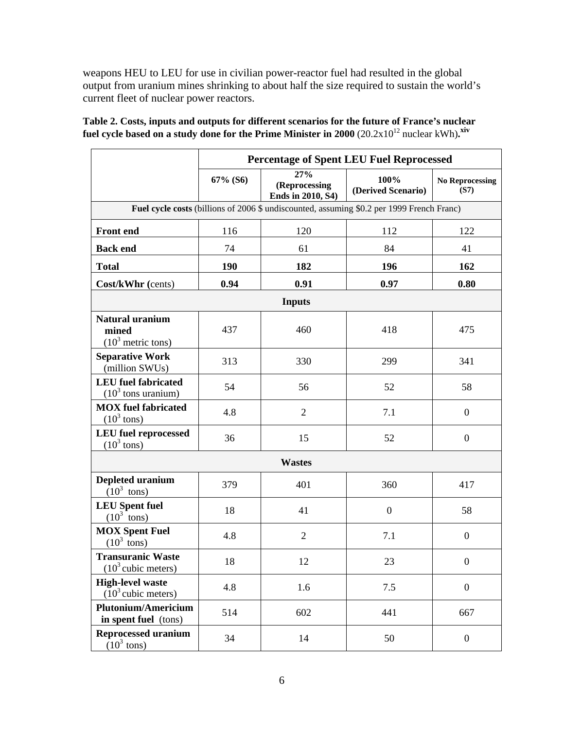weapons HEU to LEU for use in civilian power-reactor fuel had resulted in the global output from uranium mines shrinking to about half the size required to sustain the world's current fleet of nuclear power reactors.

**Table 2. Costs, inputs and outputs for different scenarios for the future of France's nuclear fuel cycle based on a study done for the Prime Minister in 2000** ($20.2 \times 10^{12}$ nuclear kWh).[xiv]

| | **Percentage of Spent LEU Fuel Reprocessed** | | | |
|---|---|---|---|---|
| | **67% (S6)** | **27% (Reprocessing Ends in 2010, S4)** | **100% (Derived Scenario)** | **No Reprocessing (S7)** |
| **Fuel cycle costs** (billions of 2006 $ undiscounted, assuming $0.2 per 1999 French Franc) | | | | |
| **Front end** | 116 | 120 | 112 | 122 |
| **Back end** | 74 | 61 | 84 | 41 |
| **Total** | **190** | **182** | **196** | **162** |
| **Cost/kWhr (**cents) | **0.94** | **0.91** | **0.97** | **0.80** |
| **Inputs** | | | | |
| **Natural uranium mined** ($10^3$ metric tons) | 437 | 460 | 418 | 475 |
| **Separative Work** (million SWUs) | 313 | 330 | 299 | 341 |
| **LEU fuel fabricated** ($10^3$ tons uranium) | 54 | 56 | 52 | 58 |
| **MOX fuel fabricated** ($10^3$ tons) | 4.8 | 2 | 7.1 | 0 |
| **LEU fuel reprocessed** ($10^3$ tons) | 36 | 15 | 52 | 0 |
| **Wastes** | | | | |
| **Depleted uranium** ($10^3$ tons) | 379 | 401 | 360 | 417 |
| **LEU Spent fuel** ($10^3$ tons) | 18 | 41 | 0 | 58 |
| **MOX Spent Fuel** ($10^3$ tons) | 4.8 | 2 | 7.1 | 0 |
| **Transuranic Waste** ($10^3$ cubic meters) | 18 | 12 | 23 | 0 |
| **High-level waste** ($10^3$ cubic meters) | 4.8 | 1.6 | 7.5 | 0 |
| **Plutonium/Americium in spent fuel** (tons) | 514 | 602 | 441 | 667 |
| **Reprocessed uranium** ($10^3$ tons) | 34 | 14 | 50 | 0 |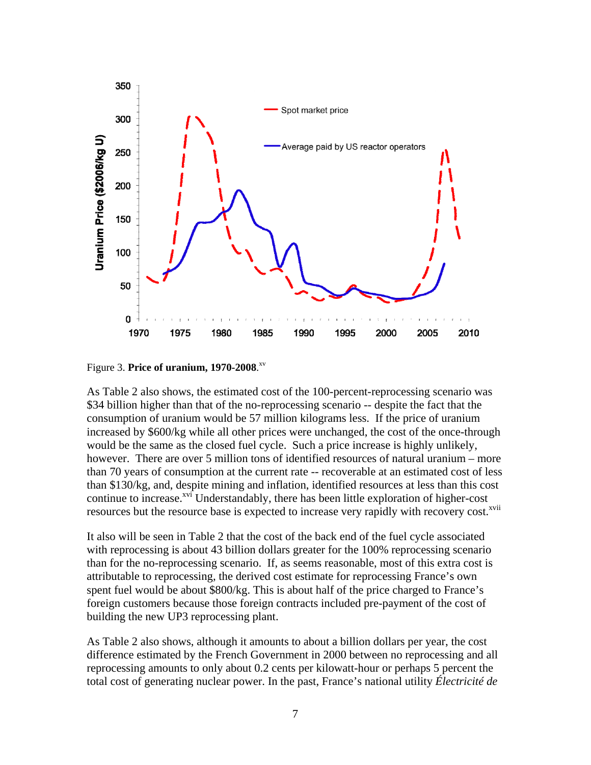Figure 3. **Price of uranium, 1970-2008**.[xv]

As Table 2 also shows, the estimated cost of the 100-percent-reprocessing scenario was $34 billion higher than that of the no-reprocessing scenario -- despite the fact that the consumption of uranium would be 57 million kilograms less. If the price of uranium increased by $600/kg while all other prices were unchanged, the cost of the once-through would be the same as the closed fuel cycle. Such a price increase is highly unlikely, however. There are over 5 million tons of identified resources of natural uranium – more than 70 years of consumption at the current rate -- recoverable at an estimated cost of less than $130/kg, and, despite mining and inflation, identified resources at less than this cost continue to increase.[xvi] Understandably, there has been little exploration of higher-cost resources but the resource base is expected to increase very rapidly with recovery cost.[xvii]

It also will be seen in Table 2 that the cost of the back end of the fuel cycle associated with reprocessing is about 43 billion dollars greater for the 100% reprocessing scenario than for the no-reprocessing scenario. If, as seems reasonable, most of this extra cost is attributable to reprocessing, the derived cost estimate for reprocessing France's own spent fuel would be about $800/kg. This is about half of the price charged to France's foreign customers because those foreign contracts included pre-payment of the cost of building the new UP3 reprocessing plant.

As Table 2 also shows, although it amounts to about a billion dollars per year, the cost difference estimated by the French Government in 2000 between no reprocessing and all reprocessing amounts to only about 0.2 cents per kilowatt-hour or perhaps 5 percent the total cost of generating nuclear power. In the past, France's national utility *Électricité de*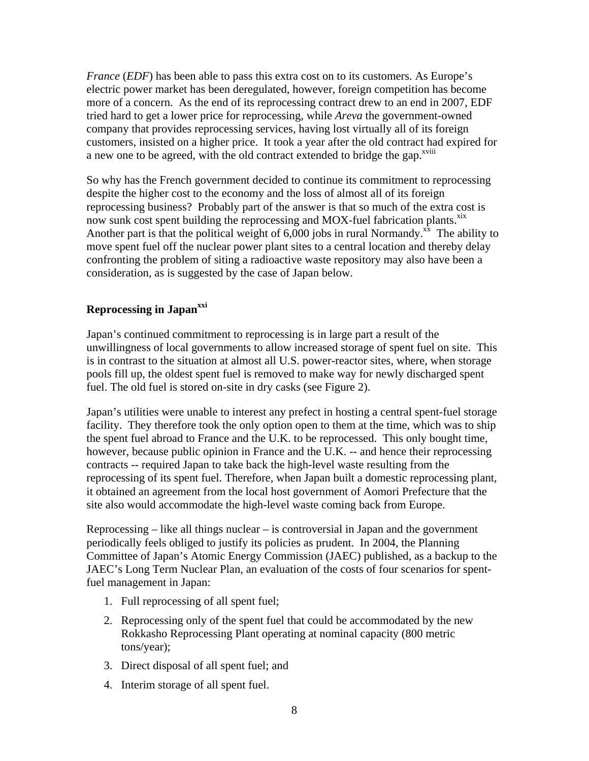*France* (*EDF*) has been able to pass this extra cost on to its customers. As Europe's electric power market has been deregulated, however, foreign competition has become more of a concern. As the end of its reprocessing contract drew to an end in 2007, EDF tried hard to get a lower price for reprocessing, while *Areva* the government-owned company that provides reprocessing services, having lost virtually all of its foreign customers, insisted on a higher price. It took a year after the old contract had expired for a new one to be agreed, with the old contract extended to bridge the gap.[xviii]

So why has the French government decided to continue its commitment to reprocessing despite the higher cost to the economy and the loss of almost all of its foreign reprocessing business? Probably part of the answer is that so much of the extra cost is now sunk cost spent building the reprocessing and MOX-fuel fabrication plants.[xix] Another part is that the political weight of 6,000 jobs in rural Normandy.[xx] The ability to move spent fuel off the nuclear power plant sites to a central location and thereby delay confronting the problem of siting a radioactive waste repository may also have been a consideration, as is suggested by the case of Japan below.

## Reprocessing in Japan[xxi]

Japan's continued commitment to reprocessing is in large part a result of the unwillingness of local governments to allow increased storage of spent fuel on site. This is in contrast to the situation at almost all U.S. power-reactor sites, where, when storage pools fill up, the oldest spent fuel is removed to make way for newly discharged spent fuel. The old fuel is stored on-site in dry casks (see Figure 2).

Japan's utilities were unable to interest any prefect in hosting a central spent-fuel storage facility. They therefore took the only option open to them at the time, which was to ship the spent fuel abroad to France and the U.K. to be reprocessed. This only bought time, however, because public opinion in France and the U.K. -- and hence their reprocessing contracts -- required Japan to take back the high-level waste resulting from the reprocessing of its spent fuel. Therefore, when Japan built a domestic reprocessing plant, it obtained an agreement from the local host government of Aomori Prefecture that the site also would accommodate the high-level waste coming back from Europe.

Reprocessing – like all things nuclear – is controversial in Japan and the government periodically feels obliged to justify its policies as prudent. In 2004, the Planning Committee of Japan's Atomic Energy Commission (JAEC) published, as a backup to the JAEC's Long Term Nuclear Plan, an evaluation of the costs of four scenarios for spent-fuel management in Japan:

1. Full reprocessing of all spent fuel;
2. Reprocessing only of the spent fuel that could be accommodated by the new Rokkasho Reprocessing Plant operating at nominal capacity (800 metric tons/year);
3. Direct disposal of all spent fuel; and
4. Interim storage of all spent fuel.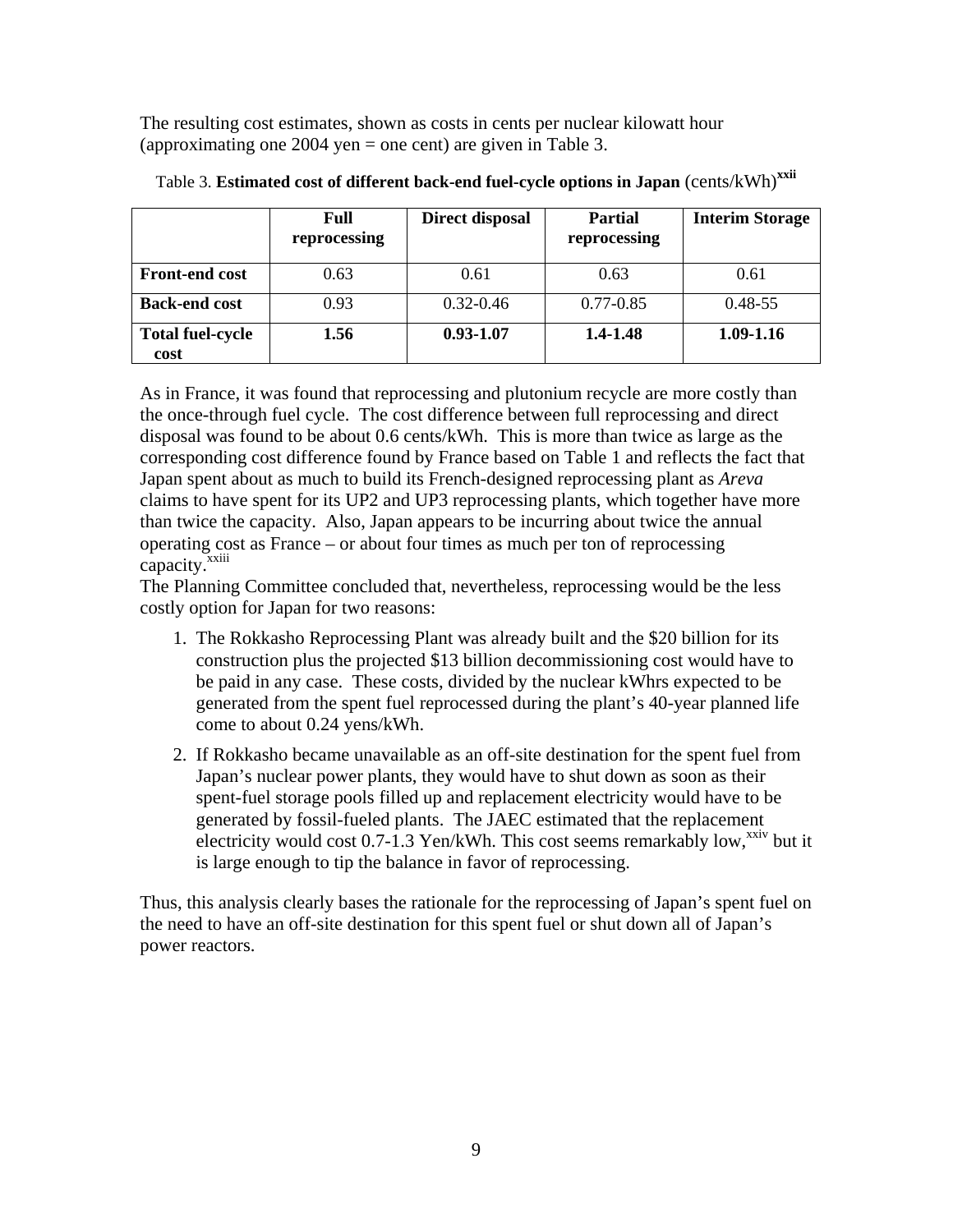The resulting cost estimates, shown as costs in cents per nuclear kilowatt hour (approximating one 2004 yen = one cent) are given in Table 3.

Table 3. **Estimated cost of different back-end fuel-cycle options in Japan** (cents/kWh)[xxii]

| | Full reprocessing | Direct disposal | Partial reprocessing | Interim Storage |
|---|---|---|---|---|
| **Front-end cost** | 0.63 | 0.61 | 0.63 | 0.61 |
| **Back-end cost** | 0.93 | 0.32-0.46 | 0.77-0.85 | 0.48-55 |
| **Total fuel-cycle cost** | **1.56** | **0.93-1.07** | **1.4-1.48** | **1.09-1.16** |

As in France, it was found that reprocessing and plutonium recycle are more costly than the once-through fuel cycle. The cost difference between full reprocessing and direct disposal was found to be about 0.6 cents/kWh. This is more than twice as large as the corresponding cost difference found by France based on Table 1 and reflects the fact that Japan spent about as much to build its French-designed reprocessing plant as *Areva* claims to have spent for its UP2 and UP3 reprocessing plants, which together have more than twice the capacity. Also, Japan appears to be incurring about twice the annual operating cost as France – or about four times as much per ton of reprocessing capacity.[xxiii]

The Planning Committee concluded that, nevertheless, reprocessing would be the less costly option for Japan for two reasons:

1. The Rokkasho Reprocessing Plant was already built and the $20 billion for its construction plus the projected $13 billion decommissioning cost would have to be paid in any case. These costs, divided by the nuclear kWhrs expected to be generated from the spent fuel reprocessed during the plant's 40-year planned life come to about 0.24 yens/kWh.
2. If Rokkasho became unavailable as an off-site destination for the spent fuel from Japan's nuclear power plants, they would have to shut down as soon as their spent-fuel storage pools filled up and replacement electricity would have to be generated by fossil-fueled plants. The JAEC estimated that the replacement electricity would cost 0.7-1.3 Yen/kWh. This cost seems remarkably low,[xxiv] but it is large enough to tip the balance in favor of reprocessing.

Thus, this analysis clearly bases the rationale for the reprocessing of Japan's spent fuel on the need to have an off-site destination for this spent fuel or shut down all of Japan's power reactors.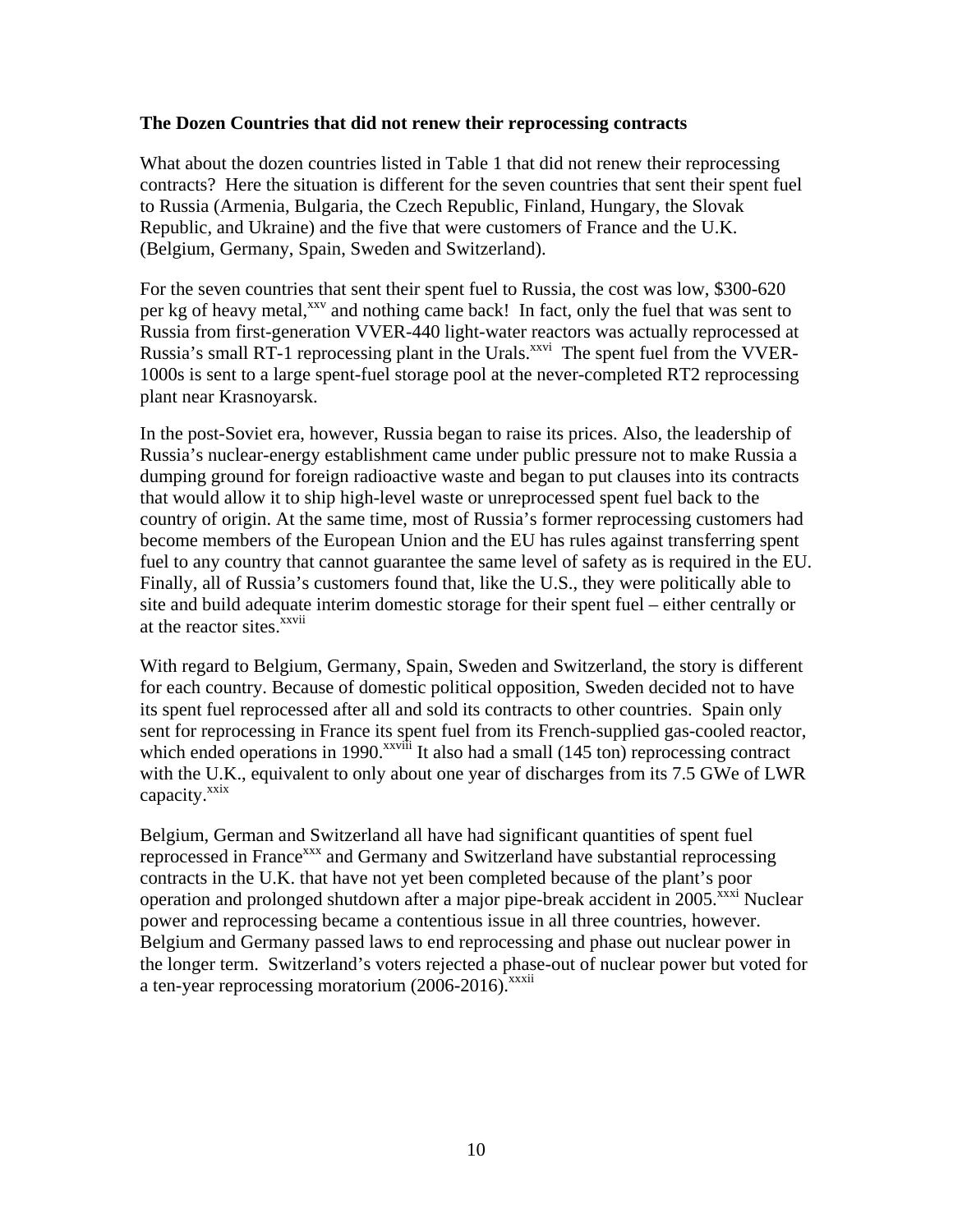**The Dozen Countries that did not renew their reprocessing contracts**

What about the dozen countries listed in Table 1 that did not renew their reprocessing contracts? Here the situation is different for the seven countries that sent their spent fuel to Russia (Armenia, Bulgaria, the Czech Republic, Finland, Hungary, the Slovak Republic, and Ukraine) and the five that were customers of France and the U.K. (Belgium, Germany, Spain, Sweden and Switzerland).

For the seven countries that sent their spent fuel to Russia, the cost was low, \$300-620 per kg of heavy metal,[xxv] and nothing came back! In fact, only the fuel that was sent to Russia from first-generation VVER-440 light-water reactors was actually reprocessed at Russia's small RT-1 reprocessing plant in the Urals.[xxvi] The spent fuel from the VVER-1000s is sent to a large spent-fuel storage pool at the never-completed RT2 reprocessing plant near Krasnoyarsk.

In the post-Soviet era, however, Russia began to raise its prices. Also, the leadership of Russia's nuclear-energy establishment came under public pressure not to make Russia a dumping ground for foreign radioactive waste and began to put clauses into its contracts that would allow it to ship high-level waste or unreprocessed spent fuel back to the country of origin. At the same time, most of Russia's former reprocessing customers had become members of the European Union and the EU has rules against transferring spent fuel to any country that cannot guarantee the same level of safety as is required in the EU. Finally, all of Russia's customers found that, like the U.S., they were politically able to site and build adequate interim domestic storage for their spent fuel – either centrally or at the reactor sites.[xxvii]

With regard to Belgium, Germany, Spain, Sweden and Switzerland, the story is different for each country. Because of domestic political opposition, Sweden decided not to have its spent fuel reprocessed after all and sold its contracts to other countries. Spain only sent for reprocessing in France its spent fuel from its French-supplied gas-cooled reactor, which ended operations in 1990.[xxviii] It also had a small (145 ton) reprocessing contract with the U.K., equivalent to only about one year of discharges from its 7.5 GWe of LWR capacity.[xxix]

Belgium, German and Switzerland all have had significant quantities of spent fuel reprocessed in France[xxx] and Germany and Switzerland have substantial reprocessing contracts in the U.K. that have not yet been completed because of the plant's poor operation and prolonged shutdown after a major pipe-break accident in 2005.[xxxi] Nuclear power and reprocessing became a contentious issue in all three countries, however. Belgium and Germany passed laws to end reprocessing and phase out nuclear power in the longer term. Switzerland's voters rejected a phase-out of nuclear power but voted for a ten-year reprocessing moratorium (2006-2016).[xxxii]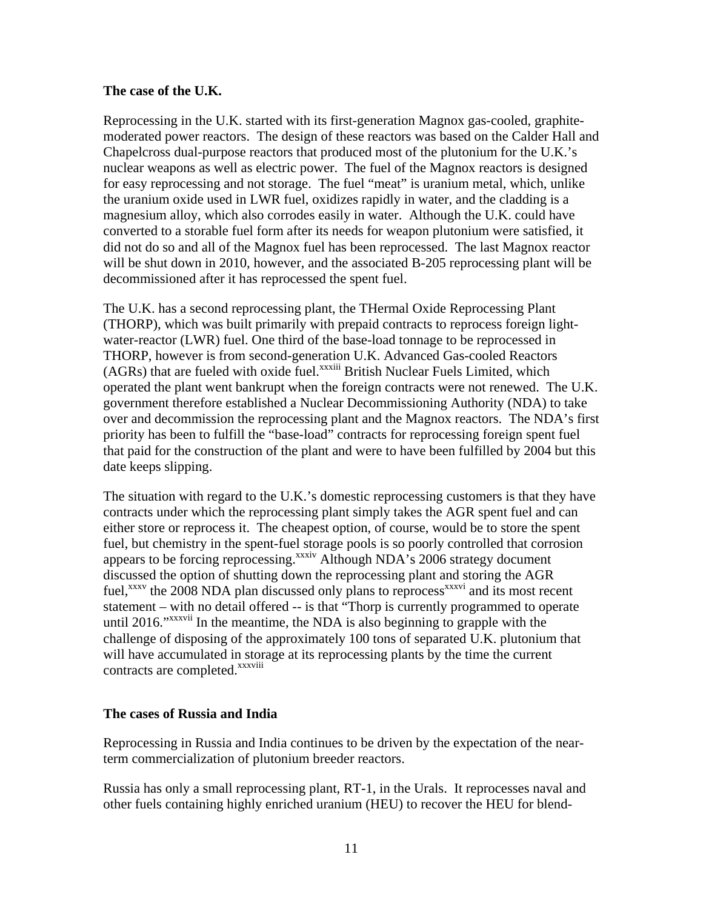**The case of the U.K.**

Reprocessing in the U.K. started with its first-generation Magnox gas-cooled, graphite-moderated power reactors. The design of these reactors was based on the Calder Hall and Chapelcross dual-purpose reactors that produced most of the plutonium for the U.K.'s nuclear weapons as well as electric power. The fuel of the Magnox reactors is designed for easy reprocessing and not storage. The fuel "meat" is uranium metal, which, unlike the uranium oxide used in LWR fuel, oxidizes rapidly in water, and the cladding is a magnesium alloy, which also corrodes easily in water. Although the U.K. could have converted to a storable fuel form after its needs for weapon plutonium were satisfied, it did not do so and all of the Magnox fuel has been reprocessed. The last Magnox reactor will be shut down in 2010, however, and the associated B-205 reprocessing plant will be decommissioned after it has reprocessed the spent fuel.

The U.K. has a second reprocessing plant, the THermal Oxide Reprocessing Plant (THORP), which was built primarily with prepaid contracts to reprocess foreign light-water-reactor (LWR) fuel. One third of the base-load tonnage to be reprocessed in THORP, however is from second-generation U.K. Advanced Gas-cooled Reactors (AGRs) that are fueled with oxide fuel.[xxxiii] British Nuclear Fuels Limited, which operated the plant went bankrupt when the foreign contracts were not renewed. The U.K. government therefore established a Nuclear Decommissioning Authority (NDA) to take over and decommission the reprocessing plant and the Magnox reactors. The NDA's first priority has been to fulfill the "base-load" contracts for reprocessing foreign spent fuel that paid for the construction of the plant and were to have been fulfilled by 2004 but this date keeps slipping.

The situation with regard to the U.K.'s domestic reprocessing customers is that they have contracts under which the reprocessing plant simply takes the AGR spent fuel and can either store or reprocess it. The cheapest option, of course, would be to store the spent fuel, but chemistry in the spent-fuel storage pools is so poorly controlled that corrosion appears to be forcing reprocessing.[xxxiv] Although NDA's 2006 strategy document discussed the option of shutting down the reprocessing plant and storing the AGR fuel,[xxxv] the 2008 NDA plan discussed only plans to reprocess[xxxvi] and its most recent statement – with no detail offered -- is that "Thorp is currently programmed to operate until 2016."[xxxvii] In the meantime, the NDA is also beginning to grapple with the challenge of disposing of the approximately 100 tons of separated U.K. plutonium that will have accumulated in storage at its reprocessing plants by the time the current contracts are completed.[xxxviii]

**The cases of Russia and India**

Reprocessing in Russia and India continues to be driven by the expectation of the near-term commercialization of plutonium breeder reactors.

Russia has only a small reprocessing plant, RT-1, in the Urals. It reprocesses naval and other fuels containing highly enriched uranium (HEU) to recover the HEU for blend-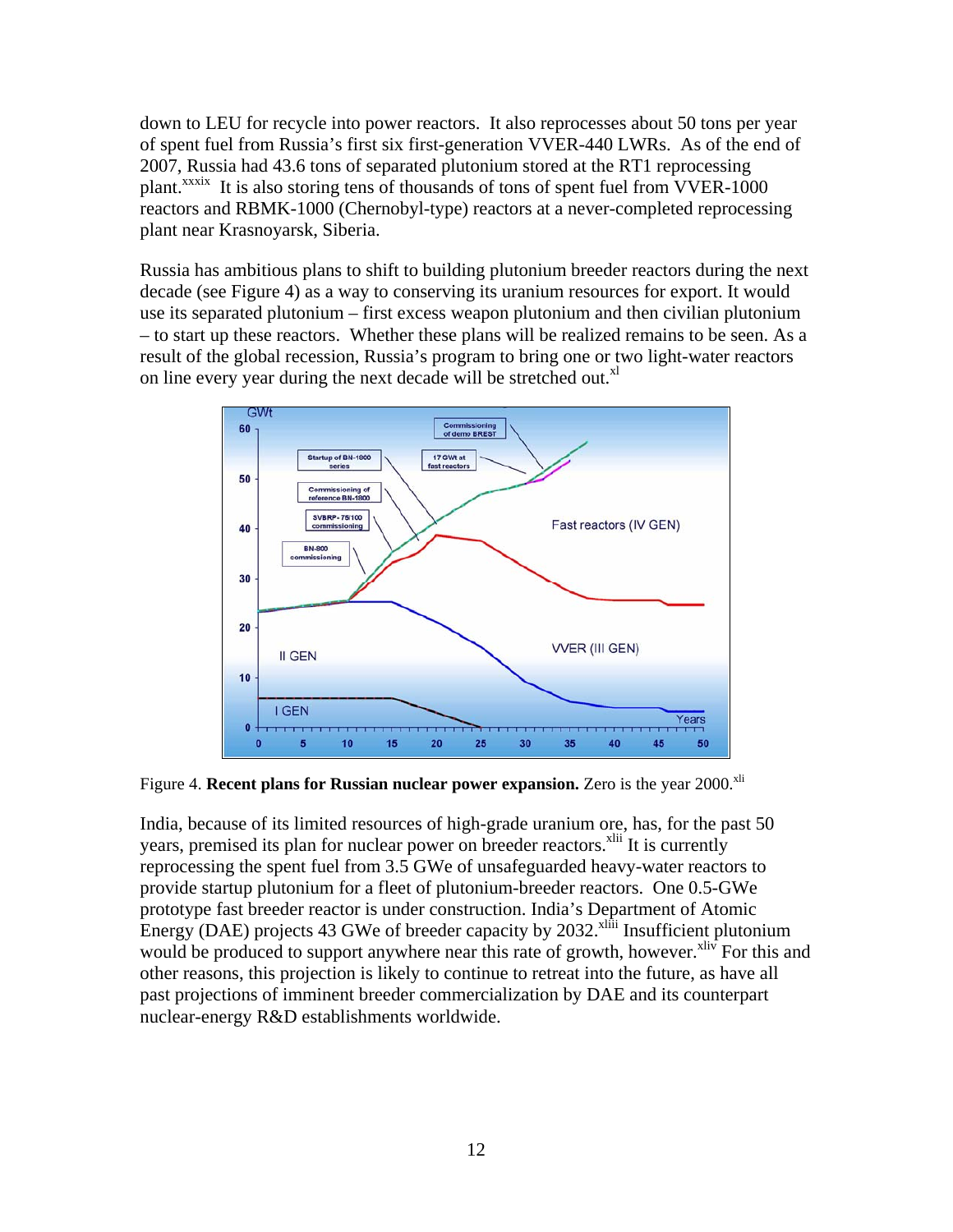down to LEU for recycle into power reactors. It also reprocesses about 50 tons per year of spent fuel from Russia's first six first-generation VVER-440 LWRs. As of the end of 2007, Russia had 43.6 tons of separated plutonium stored at the RT1 reprocessing plant.[xxxix] It is also storing tens of thousands of tons of spent fuel from VVER-1000 reactors and RBMK-1000 (Chernobyl-type) reactors at a never-completed reprocessing plant near Krasnoyarsk, Siberia.

Russia has ambitious plans to shift to building plutonium breeder reactors during the next decade (see Figure 4) as a way to conserving its uranium resources for export. It would use its separated plutonium – first excess weapon plutonium and then civilian plutonium – to start up these reactors. Whether these plans will be realized remains to be seen. As a result of the global recession, Russia's program to bring one or two light-water reactors on line every year during the next decade will be stretched out.[xl]

Figure 4. **Recent plans for Russian nuclear power expansion.** Zero is the year 2000.[xli]

India, because of its limited resources of high-grade uranium ore, has, for the past 50 years, premised its plan for nuclear power on breeder reactors.[xlii] It is currently reprocessing the spent fuel from 3.5 GWe of unsafeguarded heavy-water reactors to provide startup plutonium for a fleet of plutonium-breeder reactors. One 0.5-GWe prototype fast breeder reactor is under construction. India's Department of Atomic Energy (DAE) projects 43 GWe of breeder capacity by 2032.[xliii] Insufficient plutonium would be produced to support anywhere near this rate of growth, however.[xliv] For this and other reasons, this projection is likely to continue to retreat into the future, as have all past projections of imminent breeder commercialization by DAE and its counterpart nuclear-energy R&D establishments worldwide.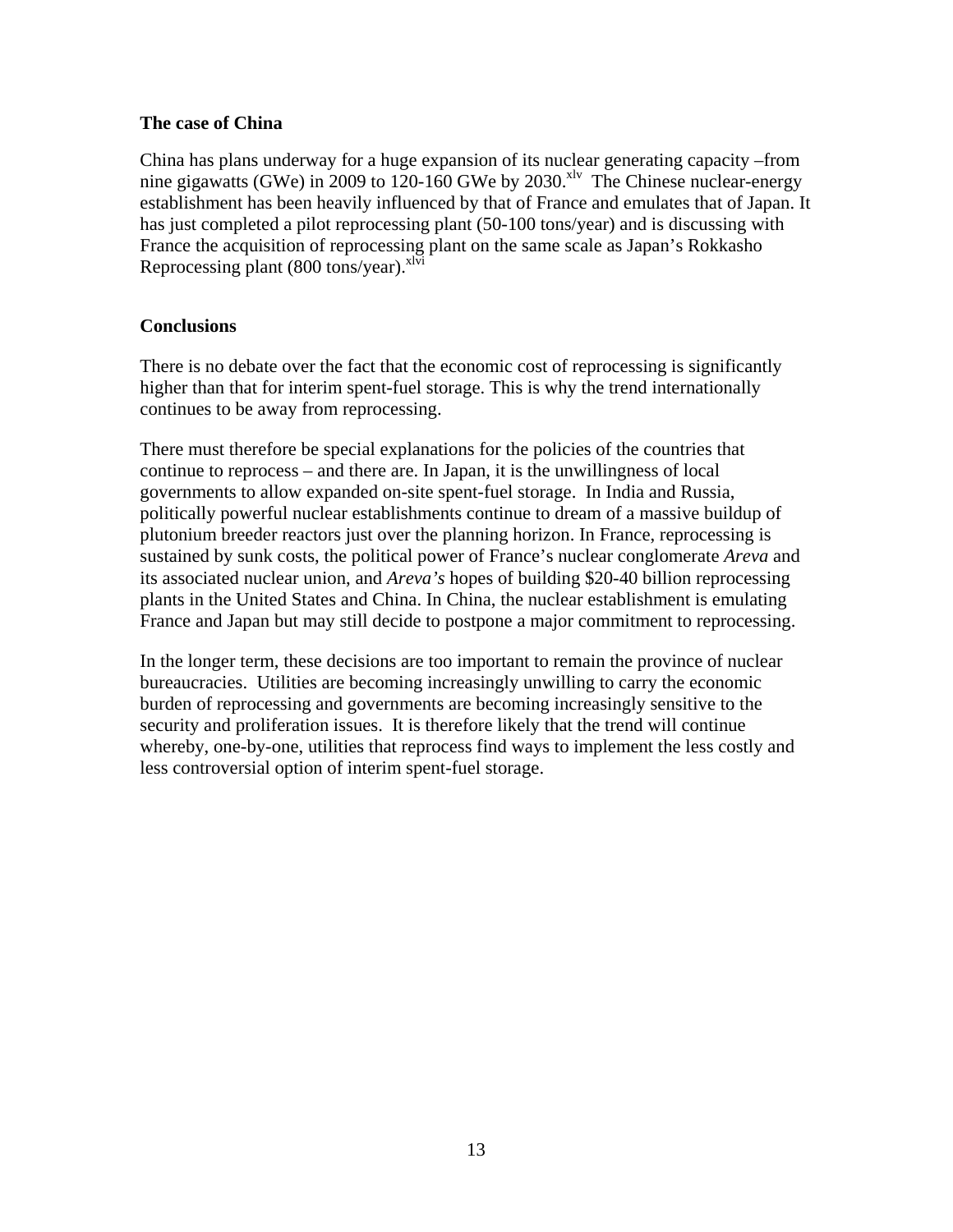**The case of China**

China has plans underway for a huge expansion of its nuclear generating capacity –from nine gigawatts (GWe) in 2009 to 120-160 GWe by 2030.[xlv] The Chinese nuclear-energy establishment has been heavily influenced by that of France and emulates that of Japan. It has just completed a pilot reprocessing plant (50-100 tons/year) and is discussing with France the acquisition of reprocessing plant on the same scale as Japan's Rokkasho Reprocessing plant (800 tons/year).[xlvi]

**Conclusions**

There is no debate over the fact that the economic cost of reprocessing is significantly higher than that for interim spent-fuel storage. This is why the trend internationally continues to be away from reprocessing.

There must therefore be special explanations for the policies of the countries that continue to reprocess – and there are. In Japan, it is the unwillingness of local governments to allow expanded on-site spent-fuel storage. In India and Russia, politically powerful nuclear establishments continue to dream of a massive buildup of plutonium breeder reactors just over the planning horizon. In France, reprocessing is sustained by sunk costs, the political power of France's nuclear conglomerate *Areva* and its associated nuclear union, and *Areva's* hopes of building $20-40 billion reprocessing plants in the United States and China. In China, the nuclear establishment is emulating France and Japan but may still decide to postpone a major commitment to reprocessing.

In the longer term, these decisions are too important to remain the province of nuclear bureaucracies. Utilities are becoming increasingly unwilling to carry the economic burden of reprocessing and governments are becoming increasingly sensitive to the security and proliferation issues. It is therefore likely that the trend will continue whereby, one-by-one, utilities that reprocess find ways to implement the less costly and less controversial option of interim spent-fuel storage.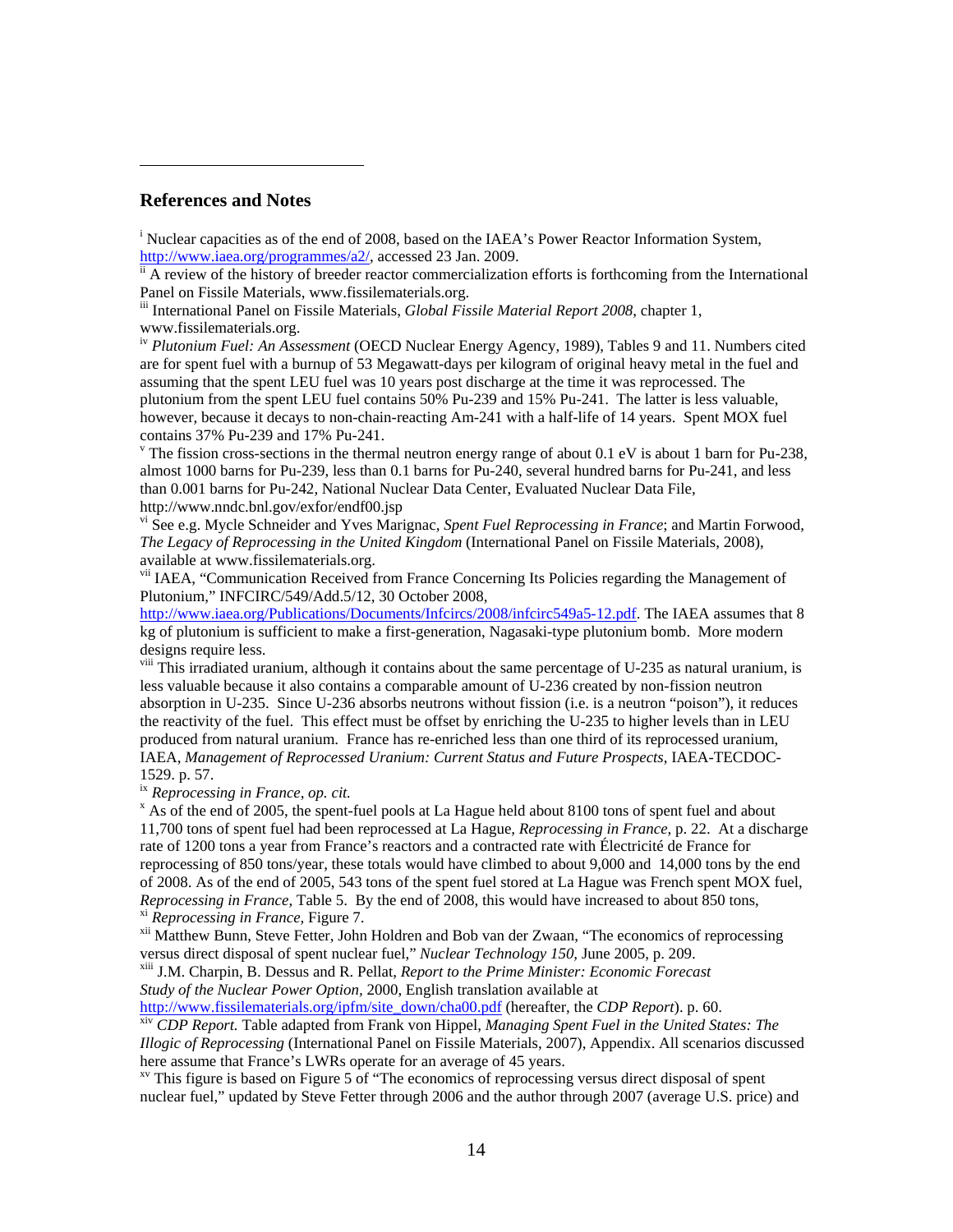## References and Notes

[i] Nuclear capacities as of the end of 2008, based on the IAEA's Power Reactor Information System, http://www.iaea.org/programmes/a2/, accessed 23 Jan. 2009.

[ii] A review of the history of breeder reactor commercialization efforts is forthcoming from the International Panel on Fissile Materials, www.fissilematerials.org.

[iii] International Panel on Fissile Materials, *Global Fissile Material Report 2008*, chapter 1, www.fissilematerials.org.

[iv] *Plutonium Fuel: An Assessment* (OECD Nuclear Energy Agency, 1989), Tables 9 and 11. Numbers cited are for spent fuel with a burnup of 53 Megawatt-days per kilogram of original heavy metal in the fuel and assuming that the spent LEU fuel was 10 years post discharge at the time it was reprocessed. The plutonium from the spent LEU fuel contains 50% Pu-239 and 15% Pu-241. The latter is less valuable, however, because it decays to non-chain-reacting Am-241 with a half-life of 14 years. Spent MOX fuel contains 37% Pu-239 and 17% Pu-241.

[v] The fission cross-sections in the thermal neutron energy range of about 0.1 eV is about 1 barn for Pu-238, almost 1000 barns for Pu-239, less than 0.1 barns for Pu-240, several hundred barns for Pu-241, and less than 0.001 barns for Pu-242, National Nuclear Data Center, Evaluated Nuclear Data File, http://www.nndc.bnl.gov/exfor/endf00.jsp

[vi] See e.g. Mycle Schneider and Yves Marignac, *Spent Fuel Reprocessing in France*; and Martin Forwood, *The Legacy of Reprocessing in the United Kingdom* (International Panel on Fissile Materials, 2008), available at www.fissilematerials.org.

[vii] IAEA, "Communication Received from France Concerning Its Policies regarding the Management of Plutonium," INFCIRC/549/Add.5/12, 30 October 2008, http://www.iaea.org/Publications/Documents/Infcircs/2008/infcirc549a5-12.pdf. The IAEA assumes that 8 kg of plutonium is sufficient to make a first-generation, Nagasaki-type plutonium bomb. More modern designs require less.

[viii] This irradiated uranium, although it contains about the same percentage of U-235 as natural uranium, is less valuable because it also contains a comparable amount of U-236 created by non-fission neutron absorption in U-235. Since U-236 absorbs neutrons without fission (i.e. is a neutron "poison"), it reduces the reactivity of the fuel. This effect must be offset by enriching the U-235 to higher levels than in LEU produced from natural uranium. France has re-enriched less than one third of its reprocessed uranium, IAEA, *Management of Reprocessed Uranium: Current Status and Future Prospects*, IAEA-TECDOC-1529. p. 57.

[ix] *Reprocessing in France, op. cit.*

[x] As of the end of 2005, the spent-fuel pools at La Hague held about 8100 tons of spent fuel and about 11,700 tons of spent fuel had been reprocessed at La Hague, *Reprocessing in France,* p. 22. At a discharge rate of 1200 tons a year from France's reactors and a contracted rate with Électricité de France for reprocessing of 850 tons/year, these totals would have climbed to about 9,000 and 14,000 tons by the end of 2008. As of the end of 2005, 543 tons of the spent fuel stored at La Hague was French spent MOX fuel, *Reprocessing in France,* Table 5. By the end of 2008, this would have increased to about 850 tons,

[xi] *Reprocessing in France,* Figure 7.

[xii] Matthew Bunn, Steve Fetter, John Holdren and Bob van der Zwaan, "The economics of reprocessing versus direct disposal of spent nuclear fuel," *Nuclear Technology 150,* June 2005, p. 209.

[xiii] J.M. Charpin, B. Dessus and R. Pellat, *Report to the Prime Minister: Economic Forecast Study of the Nuclear Power Option*, 2000, English translation available at http://www.fissilematerials.org/ipfm/site_down/cha00.pdf (hereafter, the *CDP Report*). p. 60.

[xiv] *CDP Report.* Table adapted from Frank von Hippel, *Managing Spent Fuel in the United States: The Illogic of Reprocessing* (International Panel on Fissile Materials, 2007), Appendix. All scenarios discussed here assume that France's LWRs operate for an average of 45 years.

[xv] This figure is based on Figure 5 of "The economics of reprocessing versus direct disposal of spent nuclear fuel," updated by Steve Fetter through 2006 and the author through 2007 (average U.S. price) and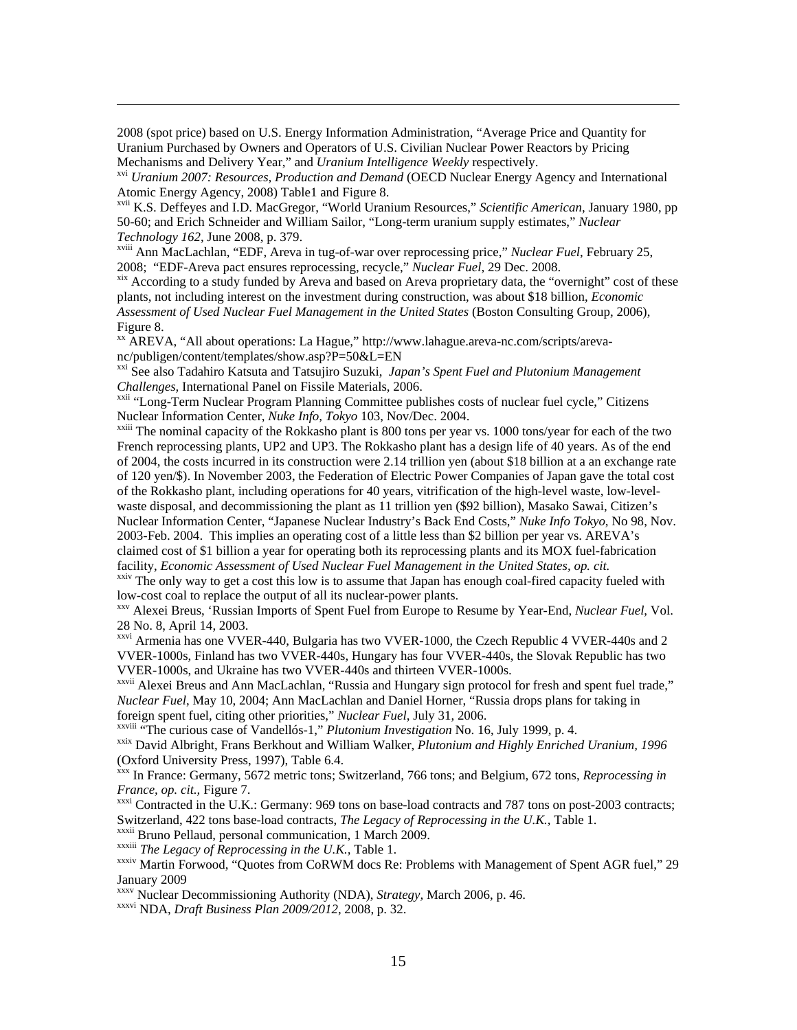2008 (spot price) based on U.S. Energy Information Administration, "Average Price and Quantity for Uranium Purchased by Owners and Operators of U.S. Civilian Nuclear Power Reactors by Pricing Mechanisms and Delivery Year," and *Uranium Intelligence Weekly* respectively.

[xvi] *Uranium 2007: Resources, Production and Demand* (OECD Nuclear Energy Agency and International Atomic Energy Agency, 2008) Table1 and Figure 8.

[xvii] K.S. Deffeyes and I.D. MacGregor, "World Uranium Resources," *Scientific American*, January 1980, pp 50-60; and Erich Schneider and William Sailor, "Long-term uranium supply estimates," *Nuclear Technology 162*, June 2008, p. 379.

[xviii] Ann MacLachlan, "EDF, Areva in tug-of-war over reprocessing price," *Nuclear Fuel*, February 25, 2008; "EDF-Areva pact ensures reprocessing, recycle," *Nuclear Fuel*, 29 Dec. 2008.

[xix] According to a study funded by Areva and based on Areva proprietary data, the "overnight" cost of these plants, not including interest on the investment during construction, was about $18 billion, *Economic Assessment of Used Nuclear Fuel Management in the United States* (Boston Consulting Group, 2006), Figure 8.

[xx] AREVA, "All about operations: La Hague," http://www.lahague.areva-nc.com/scripts/areva-nc/publigen/content/templates/show.asp?P=50&L=EN

[xxi] See also Tadahiro Katsuta and Tatsujiro Suzuki, *Japan's Spent Fuel and Plutonium Management Challenges*, International Panel on Fissile Materials, 2006.

[xxii] "Long-Term Nuclear Program Planning Committee publishes costs of nuclear fuel cycle," Citizens Nuclear Information Center, *Nuke Info, Tokyo* 103, Nov/Dec. 2004.

[xxiii] The nominal capacity of the Rokkasho plant is 800 tons per year vs. 1000 tons/year for each of the two French reprocessing plants, UP2 and UP3. The Rokkasho plant has a design life of 40 years. As of the end of 2004, the costs incurred in its construction were 2.14 trillion yen (about $18 billion at a an exchange rate of 120 yen/$). In November 2003, the Federation of Electric Power Companies of Japan gave the total cost of the Rokkasho plant, including operations for 40 years, vitrification of the high-level waste, low-level-waste disposal, and decommissioning the plant as 11 trillion yen ($92 billion), Masako Sawai, Citizen's Nuclear Information Center, "Japanese Nuclear Industry's Back End Costs," *Nuke Info Tokyo*, No 98, Nov. 2003-Feb. 2004. This implies an operating cost of a little less than $2 billion per year vs. AREVA's claimed cost of $1 billion a year for operating both its reprocessing plants and its MOX fuel-fabrication facility, *Economic Assessment of Used Nuclear Fuel Management in the United States, op. cit.*

[xxiv] The only way to get a cost this low is to assume that Japan has enough coal-fired capacity fueled with low-cost coal to replace the output of all its nuclear-power plants.

[xxv] Alexei Breus, 'Russian Imports of Spent Fuel from Europe to Resume by Year-End, *Nuclear Fuel*, Vol. 28 No. 8, April 14, 2003.

[xxvi] Armenia has one VVER-440, Bulgaria has two VVER-1000, the Czech Republic 4 VVER-440s and 2 VVER-1000s, Finland has two VVER-440s, Hungary has four VVER-440s, the Slovak Republic has two VVER-1000s, and Ukraine has two VVER-440s and thirteen VVER-1000s.

[xxvii] Alexei Breus and Ann MacLachlan, "Russia and Hungary sign protocol for fresh and spent fuel trade," *Nuclear Fuel*, May 10, 2004; Ann MacLachlan and Daniel Horner, "Russia drops plans for taking in foreign spent fuel, citing other priorities," *Nuclear Fuel*, July 31, 2006.

[xxviii] "The curious case of Vandellós-1," *Plutonium Investigation* No. 16, July 1999, p. 4.

[xxix] David Albright, Frans Berkhout and William Walker, *Plutonium and Highly Enriched Uranium, 1996* (Oxford University Press, 1997), Table 6.4.

[xxx] In France: Germany, 5672 metric tons; Switzerland, 766 tons; and Belgium, 672 tons, *Reprocessing in France, op. cit.*, Figure 7.

[xxxi] Contracted in the U.K.: Germany: 969 tons on base-load contracts and 787 tons on post-2003 contracts; Switzerland, 422 tons base-load contracts, *The Legacy of Reprocessing in the U.K.*, Table 1.

[xxxii] Bruno Pellaud, personal communication, 1 March 2009.

[xxxiii] *The Legacy of Reprocessing in the U.K.*, Table 1.

[xxxiv] Martin Forwood, "Quotes from CoRWM docs Re: Problems with Management of Spent AGR fuel," 29 January 2009

[xxxv] Nuclear Decommissioning Authority (NDA), *Strategy*, March 2006, p. 46.

[xxxvi] NDA, *Draft Business Plan 2009/2012*, 2008, p. 32.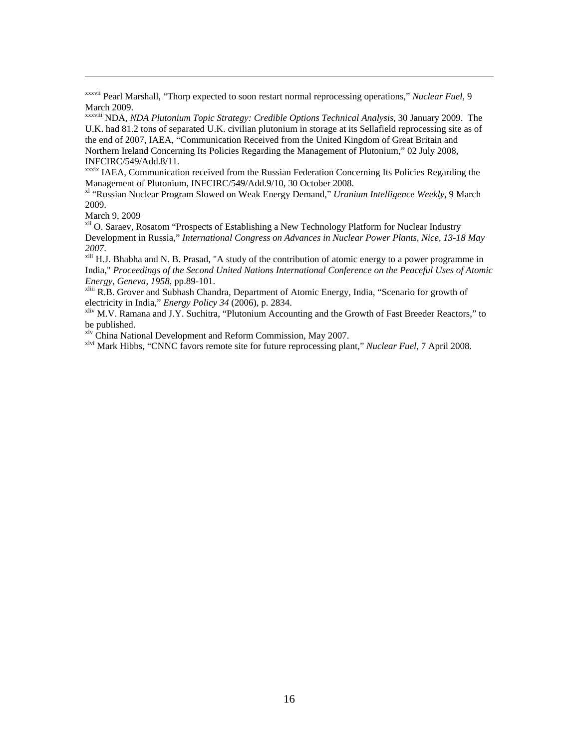[xxxvii] Pearl Marshall, "Thorp expected to soon restart normal reprocessing operations," *Nuclear Fuel*, 9 March 2009.

[xxxviii] NDA, *NDA Plutonium Topic Strategy: Credible Options Technical Analysis*, 30 January 2009. The U.K. had 81.2 tons of separated U.K. civilian plutonium in storage at its Sellafield reprocessing site as of the end of 2007, IAEA, "Communication Received from the United Kingdom of Great Britain and Northern Ireland Concerning Its Policies Regarding the Management of Plutonium," 02 July 2008, INFCIRC/549/Add.8/11.

[xxxix] IAEA, Communication received from the Russian Federation Concerning Its Policies Regarding the Management of Plutonium, INFCIRC/549/Add.9/10, 30 October 2008.

[xl] "Russian Nuclear Program Slowed on Weak Energy Demand," *Uranium Intelligence Weekly*, 9 March 2009.

March 9, 2009

[xli] O. Saraev, Rosatom "Prospects of Establishing a New Technology Platform for Nuclear Industry Development in Russia," *International Congress on Advances in Nuclear Power Plants, Nice, 13-18 May 2007*.

[xlii] H.J. Bhabha and N. B. Prasad, "A study of the contribution of atomic energy to a power programme in India," *Proceedings of the Second United Nations International Conference on the Peaceful Uses of Atomic Energy, Geneva, 1958*, pp.89-101.

[xliii] R.B. Grover and Subhash Chandra, Department of Atomic Energy, India, "Scenario for growth of electricity in India," *Energy Policy 34* (2006), p. 2834.

[xliv] M.V. Ramana and J.Y. Suchitra, "Plutonium Accounting and the Growth of Fast Breeder Reactors," to be published.

[xlv] China National Development and Reform Commission, May 2007.

[xlvi] Mark Hibbs, "CNNC favors remote site for future reprocessing plant," *Nuclear Fuel*, 7 April 2008.